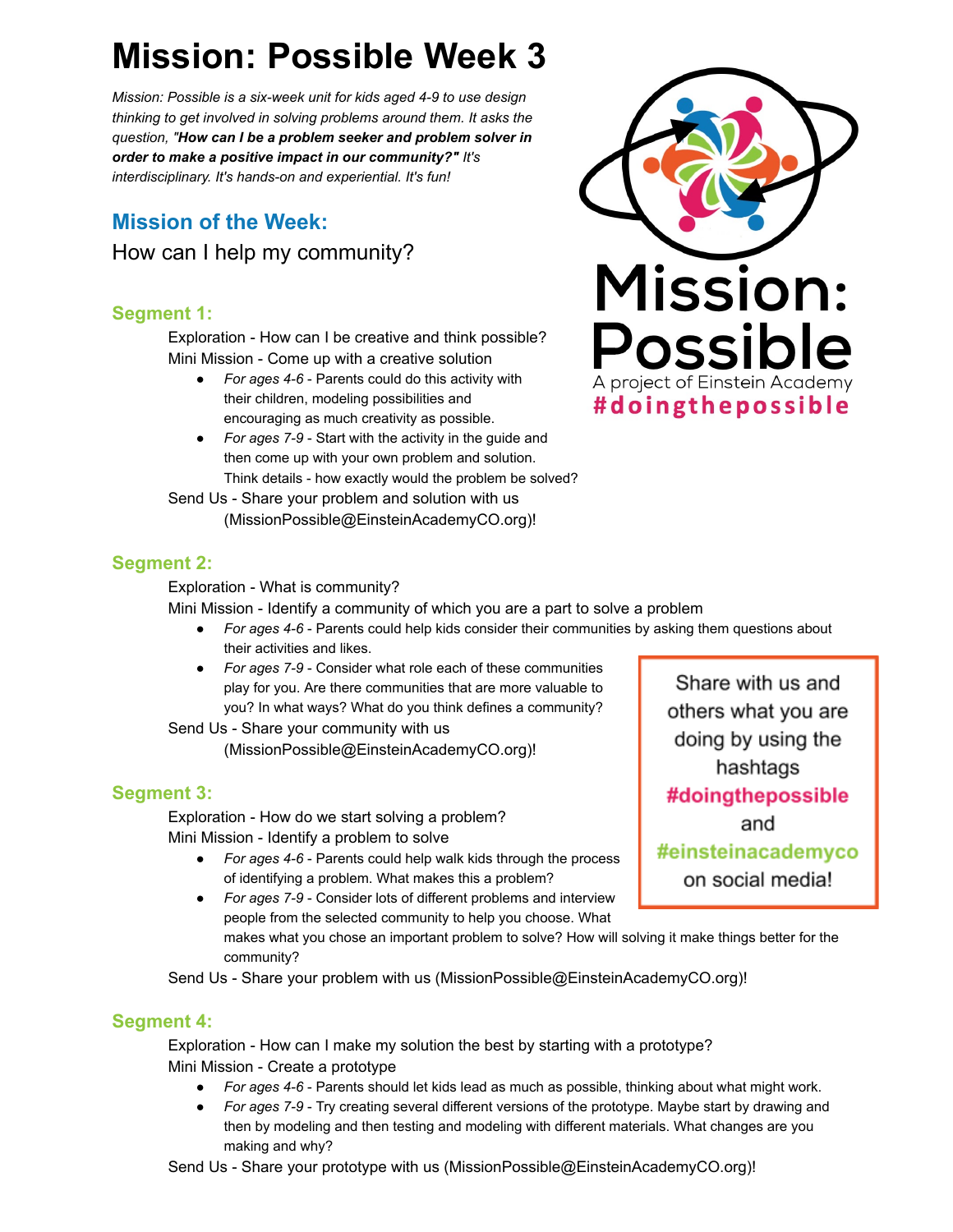# Mission: Possible Week 3

*Mission: Possible is a six-week unit for kids aged 4-9 to use design thinking to get involved in solving problems around them. It asks the question, "**How can I be a problem seeker and problem solver in order to make a positive impact in our community?"** It's interdisciplinary. It's hands-on and experiential. It's fun!*

Mission: Possible
A project of Einstein Academy
#doingthepossible

## Mission of the Week:

How can I help my community?

### Segment 1:

Exploration - How can I be creative and think possible?
Mini Mission - Come up with a creative solution

- *For ages 4-6* - Parents could do this activity with their children, modeling possibilities and encouraging as much creativity as possible.
- *For ages 7-9* - Start with the activity in the guide and then come up with your own problem and solution. Think details - how exactly would the problem be solved?

Send Us - Share your problem and solution with us (MissionPossible@EinsteinAcademyCO.org)!

### Segment 2:

Exploration - What is community?
Mini Mission - Identify a community of which you are a part to solve a problem

- *For ages 4-6* - Parents could help kids consider their communities by asking them questions about their activities and likes.
- *For ages 7-9* - Consider what role each of these communities play for you. Are there communities that are more valuable to you? In what ways? What do you think defines a community?

Send Us - Share your community with us (MissionPossible@EinsteinAcademyCO.org)!

Share with us and others what you are doing by using the hashtags **#doingthepossible** and **#einsteinacademyco** on social media!

### Segment 3:

Exploration - How do we start solving a problem?
Mini Mission - Identify a problem to solve

- *For ages 4-6* - Parents could help walk kids through the process of identifying a problem. What makes this a problem?
- *For ages 7-9* - Consider lots of different problems and interview people from the selected community to help you choose. What makes what you chose an important problem to solve? How will solving it make things better for the community?

Send Us - Share your problem with us (MissionPossible@EinsteinAcademyCO.org)!

### Segment 4:

Exploration - How can I make my solution the best by starting with a prototype?
Mini Mission - Create a prototype

- *For ages 4-6* - Parents should let kids lead as much as possible, thinking about what might work.
- *For ages 7-9* - Try creating several different versions of the prototype. Maybe start by drawing and then by modeling and then testing and modeling with different materials. What changes are you making and why?

Send Us - Share your prototype with us (MissionPossible@EinsteinAcademyCO.org)!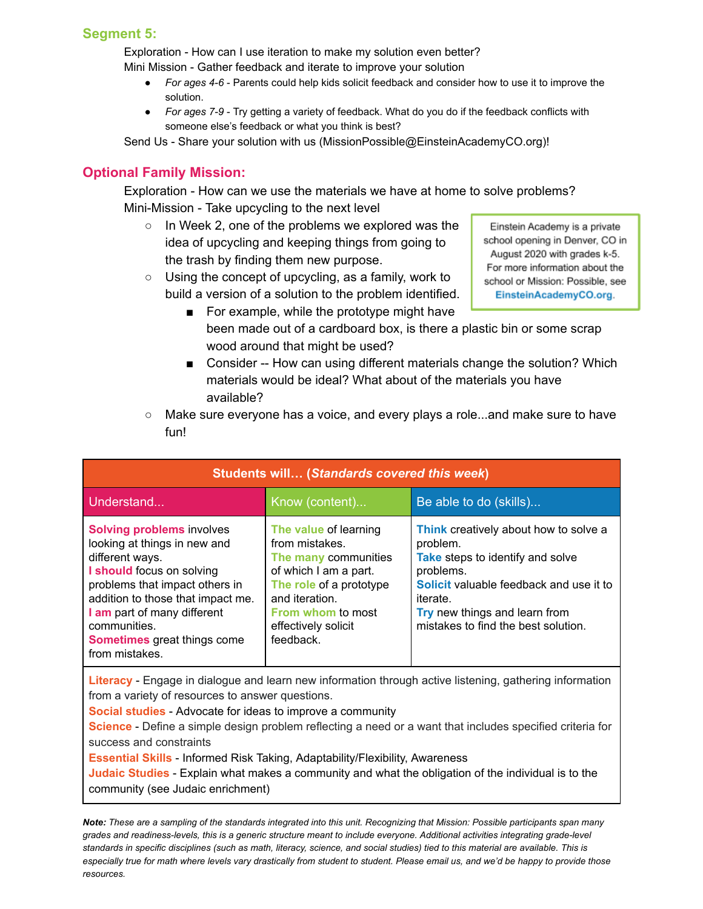## Segment 5:

Exploration - How can I use iteration to make my solution even better?

Mini Mission - Gather feedback and iterate to improve your solution

- *For ages 4-6* - Parents could help kids solicit feedback and consider how to use it to improve the solution.
- *For ages 7-9* - Try getting a variety of feedback. What do you do if the feedback conflicts with someone else's feedback or what you think is best?

Send Us - Share your solution with us (MissionPossible@EinsteinAcademyCO.org)!

## Optional Family Mission:

Exploration - How can we use the materials we have at home to solve problems?

Mini-Mission - Take upcycling to the next level

- In Week 2, one of the problems we explored was the idea of upcycling and keeping things from going to the trash by finding them new purpose.
- Using the concept of upcycling, as a family, work to build a version of a solution to the problem identified.
  - For example, while the prototype might have been made out of a cardboard box, is there a plastic bin or some scrap wood around that might be used?
  - Consider -- How can using different materials change the solution? Which materials would be ideal? What about of the materials you have available?
- Make sure everyone has a voice, and every plays a role...and make sure to have fun!

Einstein Academy is a private school opening in Denver, CO in August 2020 with grades k-5. For more information about the school or Mission: Possible, see **EinsteinAcademyCO.org**.

| **Students will... (*Standards covered this week*)** | | |
|---|---|---|
| Understand... | Know (content)... | Be able to do (skills)... |
| **Solving problems** involves looking at things in new and different ways.<br>**I should** focus on solving problems that impact others in addition to those that impact me.<br>**I am** part of many different communities.<br>**Sometimes** great things come from mistakes. | **The value** of learning from mistakes.<br>**The many** communities of which I am a part.<br>**The role** of a prototype and iteration.<br>**From whom** to most effectively solicit feedback. | **Think** creatively about how to solve a problem.<br>**Take** steps to identify and solve problems.<br>**Solicit** valuable feedback and use it to iterate.<br>**Try** new things and learn from mistakes to find the best solution. |

**Literacy** - Engage in dialogue and learn new information through active listening, gathering information from a variety of resources to answer questions.
**Social studies** - Advocate for ideas to improve a community
**Science** - Define a simple design problem reflecting a need or a want that includes specified criteria for success and constraints
**Essential Skills** - Informed Risk Taking, Adaptability/Flexibility, Awareness
**Judaic Studies** - Explain what makes a community and what the obligation of the individual is to the community (see Judaic enrichment)

***Note:*** *These are a sampling of the standards integrated into this unit. Recognizing that Mission: Possible participants span many grades and readiness-levels, this is a generic structure meant to include everyone. Additional activities integrating grade-level standards in specific disciplines (such as math, literacy, science, and social studies) tied to this material are available. This is especially true for math where levels vary drastically from student to student. Please email us, and we'd be happy to provide those resources.*